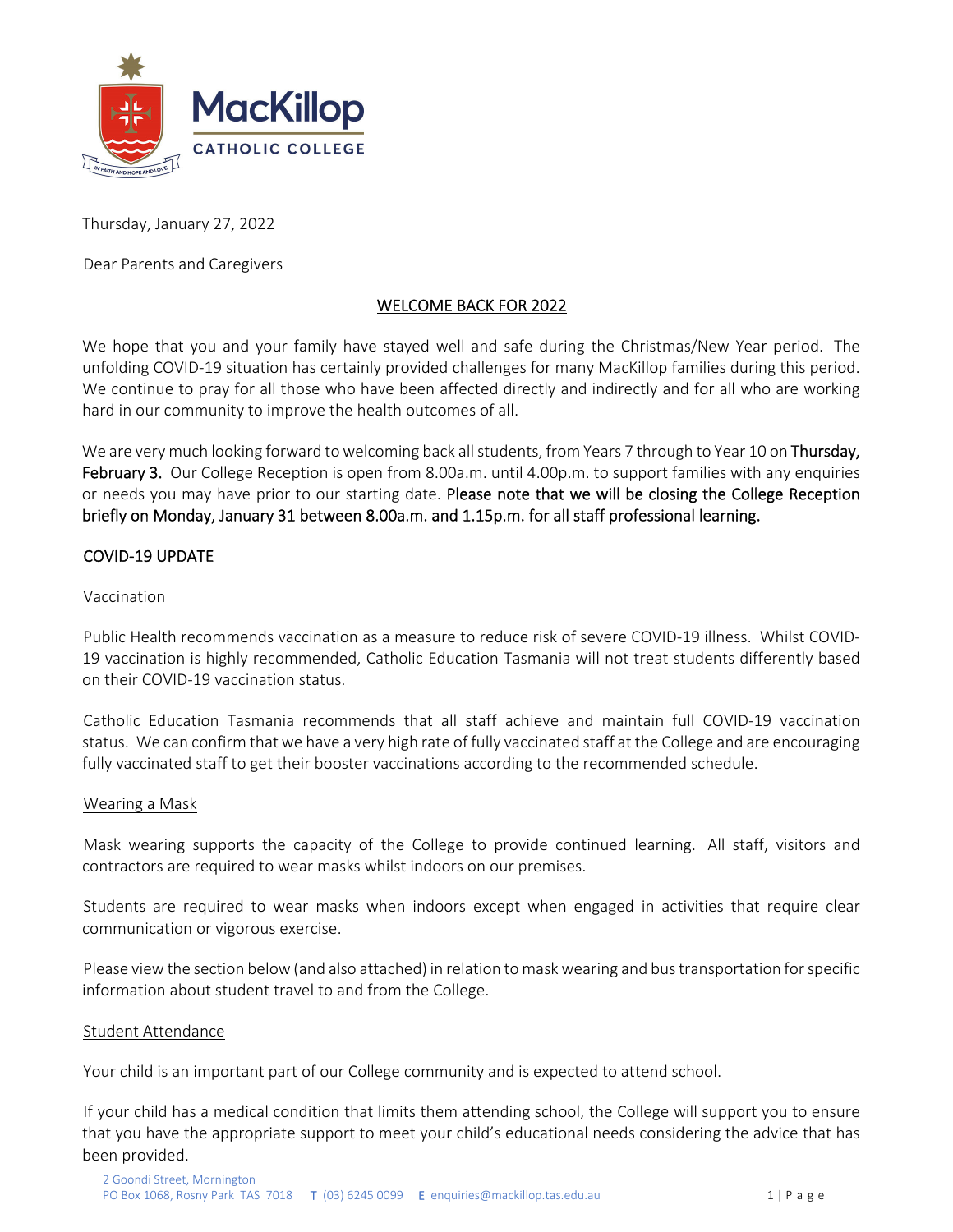MacKillop CATHOLIC COLLEGE

Thursday, January 27, 2022

Dear Parents and Caregivers

## WELCOME BACK FOR 2022

We hope that you and your family have stayed well and safe during the Christmas/New Year period. The unfolding COVID-19 situation has certainly provided challenges for many MacKillop families during this period. We continue to pray for all those who have been affected directly and indirectly and for all who are working hard in our community to improve the health outcomes of all.

We are very much looking forward to welcoming back all students, from Years 7 through to Year 10 on **Thursday, February 3.** Our College Reception is open from 8.00a.m. until 4.00p.m. to support families with any enquiries or needs you may have prior to our starting date. **Please note that we will be closing the College Reception briefly on Monday, January 31 between 8.00a.m. and 1.15p.m. for all staff professional learning.**

## COVID-19 UPDATE

### Vaccination

Public Health recommends vaccination as a measure to reduce risk of severe COVID-19 illness. Whilst COVID-19 vaccination is highly recommended, Catholic Education Tasmania will not treat students differently based on their COVID-19 vaccination status.

Catholic Education Tasmania recommends that all staff achieve and maintain full COVID-19 vaccination status. We can confirm that we have a very high rate of fully vaccinated staff at the College and are encouraging fully vaccinated staff to get their booster vaccinations according to the recommended schedule.

### Wearing a Mask

Mask wearing supports the capacity of the College to provide continued learning. All staff, visitors and contractors are required to wear masks whilst indoors on our premises.

Students are required to wear masks when indoors except when engaged in activities that require clear communication or vigorous exercise.

Please view the section below (and also attached) in relation to mask wearing and bus transportation for specific information about student travel to and from the College.

### Student Attendance

Your child is an important part of our College community and is expected to attend school.

If your child has a medical condition that limits them attending school, the College will support you to ensure that you have the appropriate support to meet your child's educational needs considering the advice that has been provided.

2 Goondi Street, Mornington
PO Box 1068, Rosny Park TAS 7018 T (03) 6245 0099 E enquiries@mackillop.tas.edu.au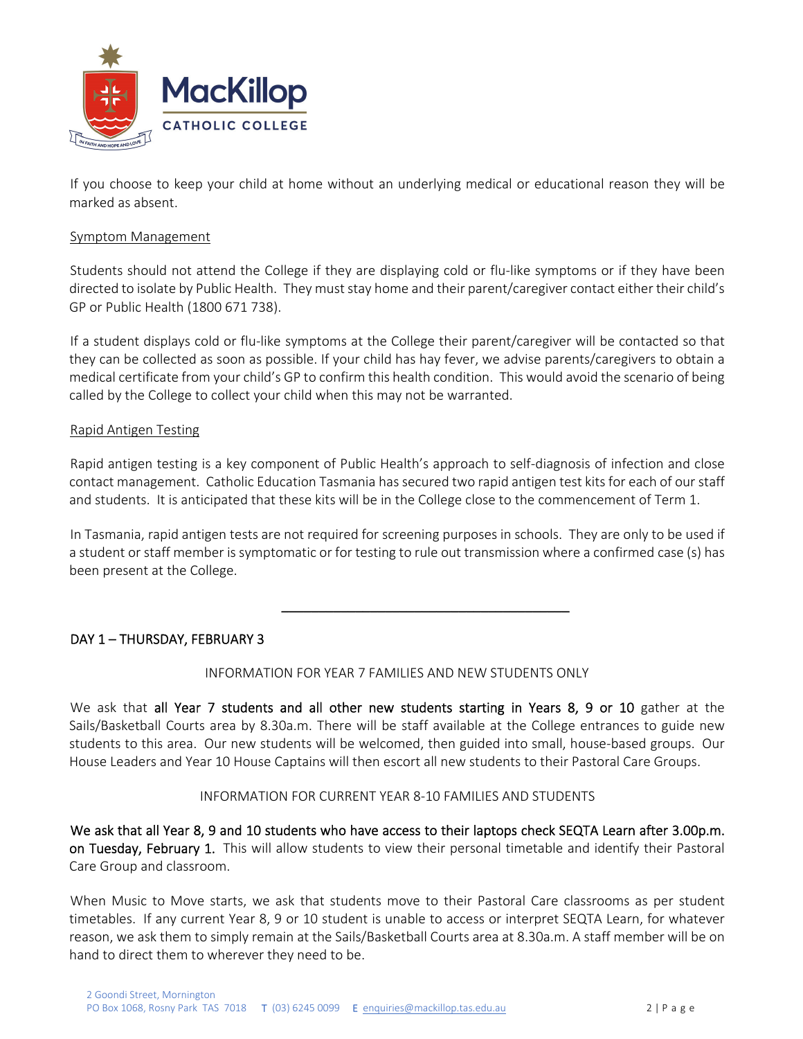If you choose to keep your child at home without an underlying medical or educational reason they will be marked as absent.

### Symptom Management

Students should not attend the College if they are displaying cold or flu-like symptoms or if they have been directed to isolate by Public Health. They must stay home and their parent/caregiver contact either their child's GP or Public Health (1800 671 738).

If a student displays cold or flu-like symptoms at the College their parent/caregiver will be contacted so that they can be collected as soon as possible. If your child has hay fever, we advise parents/caregivers to obtain a medical certificate from your child's GP to confirm this health condition. This would avoid the scenario of being called by the College to collect your child when this may not be warranted.

### Rapid Antigen Testing

Rapid antigen testing is a key component of Public Health's approach to self-diagnosis of infection and close contact management. Catholic Education Tasmania has secured two rapid antigen test kits for each of our staff and students. It is anticipated that these kits will be in the College close to the commencement of Term 1.

In Tasmania, rapid antigen tests are not required for screening purposes in schools. They are only to be used if a student or staff member is symptomatic or for testing to rule out transmission where a confirmed case (s) has been present at the College.

---

## DAY 1 – THURSDAY, FEBRUARY 3

INFORMATION FOR YEAR 7 FAMILIES AND NEW STUDENTS ONLY

We ask that **all Year 7 students and all other new students starting in Years 8, 9 or 10** gather at the Sails/Basketball Courts area by 8.30a.m. There will be staff available at the College entrances to guide new students to this area. Our new students will be welcomed, then guided into small, house-based groups. Our House Leaders and Year 10 House Captains will then escort all new students to their Pastoral Care Groups.

INFORMATION FOR CURRENT YEAR 8-10 FAMILIES AND STUDENTS

**We ask that all Year 8, 9 and 10 students who have access to their laptops check SEQTA Learn after 3.00p.m. on Tuesday, February 1.** This will allow students to view their personal timetable and identify their Pastoral Care Group and classroom.

When Music to Move starts, we ask that students move to their Pastoral Care classrooms as per student timetables. If any current Year 8, 9 or 10 student is unable to access or interpret SEQTA Learn, for whatever reason, we ask them to simply remain at the Sails/Basketball Courts area at 8.30a.m. A staff member will be on hand to direct them to wherever they need to be.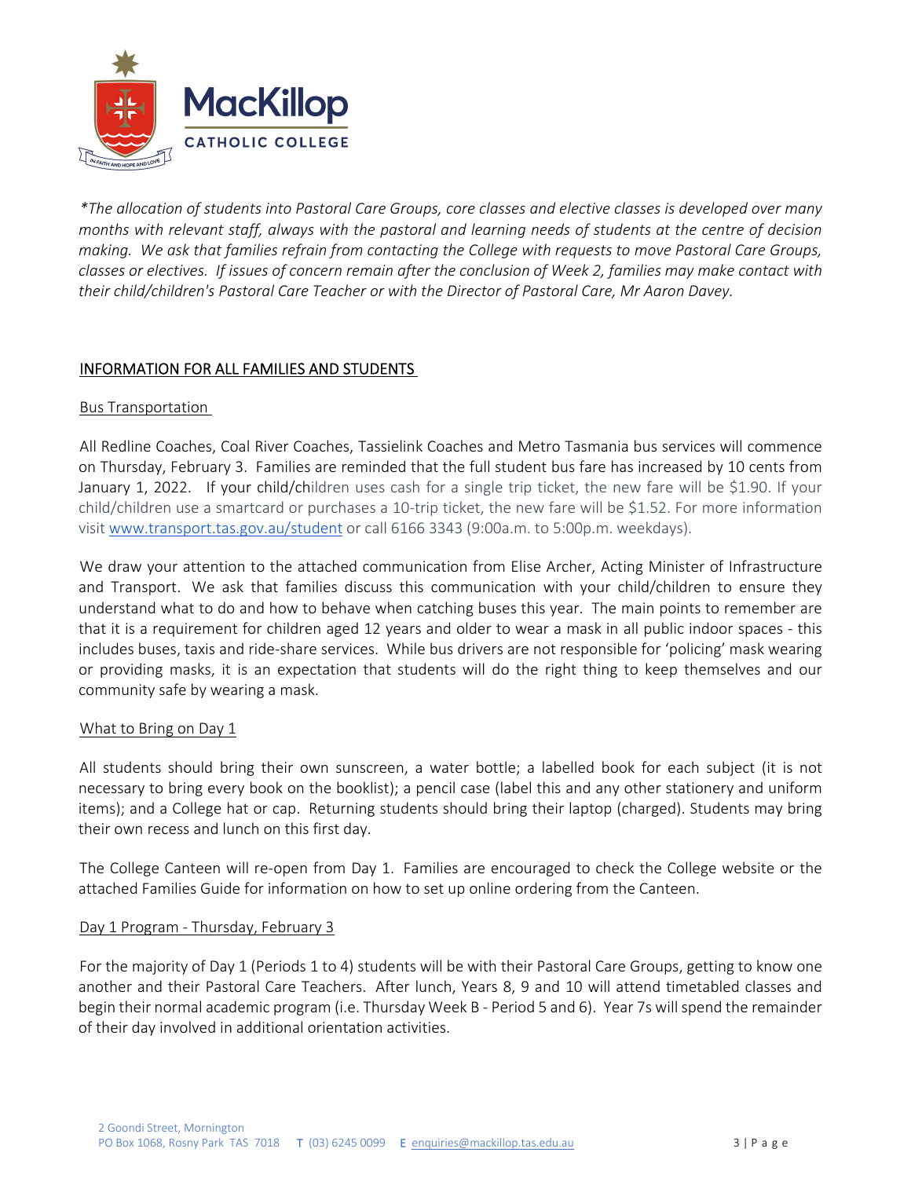*\*The allocation of students into Pastoral Care Groups, core classes and elective classes is developed over many months with relevant staff, always with the pastoral and learning needs of students at the centre of decision making. We ask that families refrain from contacting the College with requests to move Pastoral Care Groups, classes or electives. If issues of concern remain after the conclusion of Week 2, families may make contact with their child/children's Pastoral Care Teacher or with the Director of Pastoral Care, Mr Aaron Davey.*

## INFORMATION FOR ALL FAMILIES AND STUDENTS

### Bus Transportation

All Redline Coaches, Coal River Coaches, Tassielink Coaches and Metro Tasmania bus services will commence on Thursday, February 3. Families are reminded that the full student bus fare has increased by 10 cents from January 1, 2022. If your child/children uses cash for a single trip ticket, the new fare will be $1.90. If your child/children use a smartcard or purchases a 10-trip ticket, the new fare will be $1.52. For more information visit [www.transport.tas.gov.au/student](www.transport.tas.gov.au/student) or call 6166 3343 (9:00a.m. to 5:00p.m. weekdays).

We draw your attention to the attached communication from Elise Archer, Acting Minister of Infrastructure and Transport. We ask that families discuss this communication with your child/children to ensure they understand what to do and how to behave when catching buses this year. The main points to remember are that it is a requirement for children aged 12 years and older to wear a mask in all public indoor spaces - this includes buses, taxis and ride-share services. While bus drivers are not responsible for 'policing' mask wearing or providing masks, it is an expectation that students will do the right thing to keep themselves and our community safe by wearing a mask.

### What to Bring on Day 1

All students should bring their own sunscreen, a water bottle; a labelled book for each subject (it is not necessary to bring every book on the booklist); a pencil case (label this and any other stationery and uniform items); and a College hat or cap. Returning students should bring their laptop (charged). Students may bring their own recess and lunch on this first day.

The College Canteen will re-open from Day 1. Families are encouraged to check the College website or the attached Families Guide for information on how to set up online ordering from the Canteen.

### Day 1 Program - Thursday, February 3

For the majority of Day 1 (Periods 1 to 4) students will be with their Pastoral Care Groups, getting to know one another and their Pastoral Care Teachers. After lunch, Years 8, 9 and 10 will attend timetabled classes and begin their normal academic program (i.e. Thursday Week B - Period 5 and 6). Year 7s will spend the remainder of their day involved in additional orientation activities.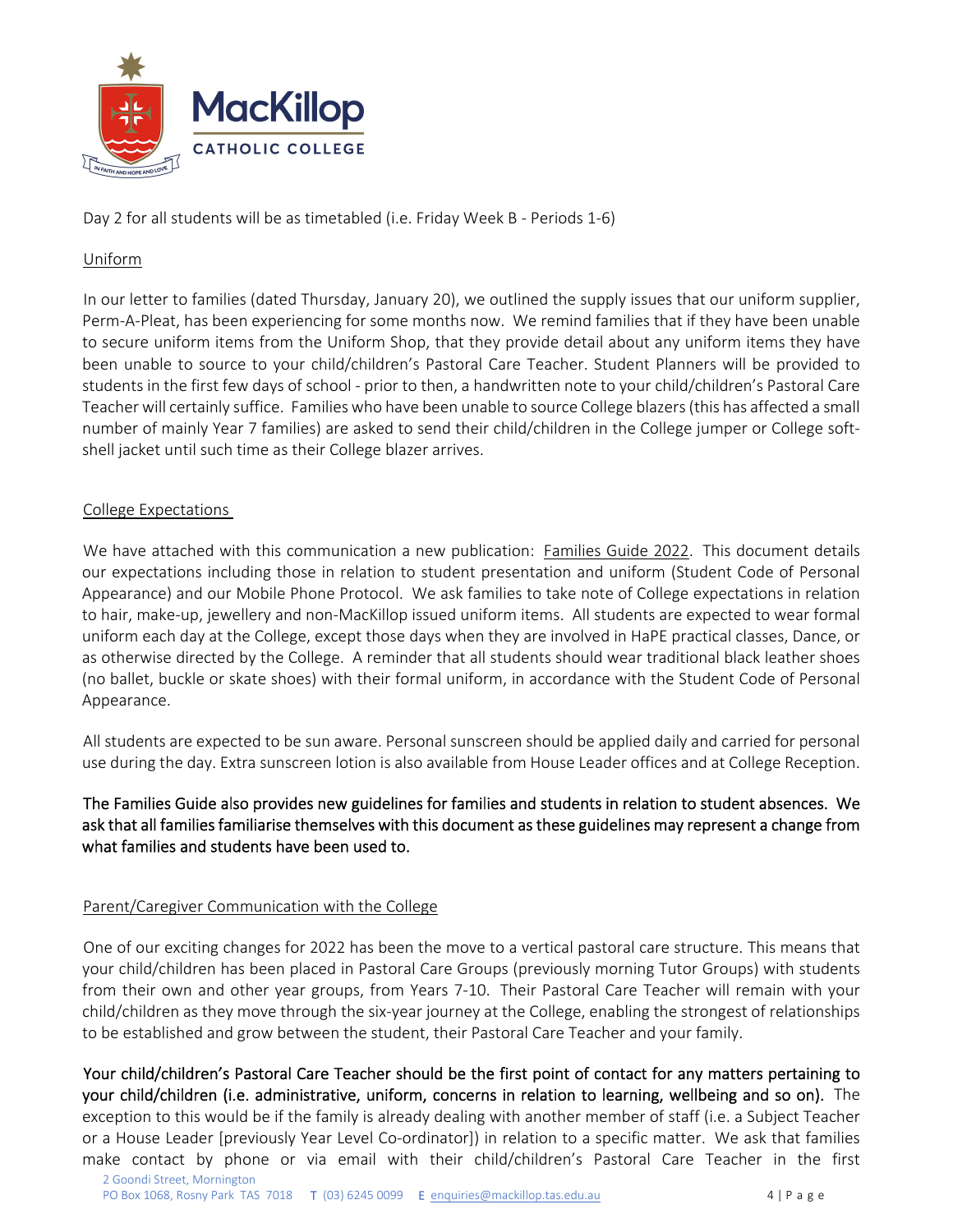Day 2 for all students will be as timetabled (i.e. Friday Week B - Periods 1-6)

## Uniform

In our letter to families (dated Thursday, January 20), we outlined the supply issues that our uniform supplier, Perm-A-Pleat, has been experiencing for some months now. We remind families that if they have been unable to secure uniform items from the Uniform Shop, that they provide detail about any uniform items they have been unable to source to your child/children's Pastoral Care Teacher. Student Planners will be provided to students in the first few days of school - prior to then, a handwritten note to your child/children's Pastoral Care Teacher will certainly suffice. Families who have been unable to source College blazers (this has affected a small number of mainly Year 7 families) are asked to send their child/children in the College jumper or College soft-shell jacket until such time as their College blazer arrives.

## College Expectations

We have attached with this communication a new publication: Families Guide 2022. This document details our expectations including those in relation to student presentation and uniform (Student Code of Personal Appearance) and our Mobile Phone Protocol. We ask families to take note of College expectations in relation to hair, make-up, jewellery and non-MacKillop issued uniform items. All students are expected to wear formal uniform each day at the College, except those days when they are involved in HaPE practical classes, Dance, or as otherwise directed by the College. A reminder that all students should wear traditional black leather shoes (no ballet, buckle or skate shoes) with their formal uniform, in accordance with the Student Code of Personal Appearance.

All students are expected to be sun aware. Personal sunscreen should be applied daily and carried for personal use during the day. Extra sunscreen lotion is also available from House Leader offices and at College Reception.

The Families Guide also provides new guidelines for families and students in relation to student absences. We ask that all families familiarise themselves with this document as these guidelines may represent a change from what families and students have been used to.

## Parent/Caregiver Communication with the College

One of our exciting changes for 2022 has been the move to a vertical pastoral care structure. This means that your child/children has been placed in Pastoral Care Groups (previously morning Tutor Groups) with students from their own and other year groups, from Years 7-10. Their Pastoral Care Teacher will remain with your child/children as they move through the six-year journey at the College, enabling the strongest of relationships to be established and grow between the student, their Pastoral Care Teacher and your family.

Your child/children's Pastoral Care Teacher should be the first point of contact for any matters pertaining to your child/children (i.e. administrative, uniform, concerns in relation to learning, wellbeing and so on). The exception to this would be if the family is already dealing with another member of staff (i.e. a Subject Teacher or a House Leader [previously Year Level Co-ordinator]) in relation to a specific matter. We ask that families make contact by phone or via email with their child/children's Pastoral Care Teacher in the first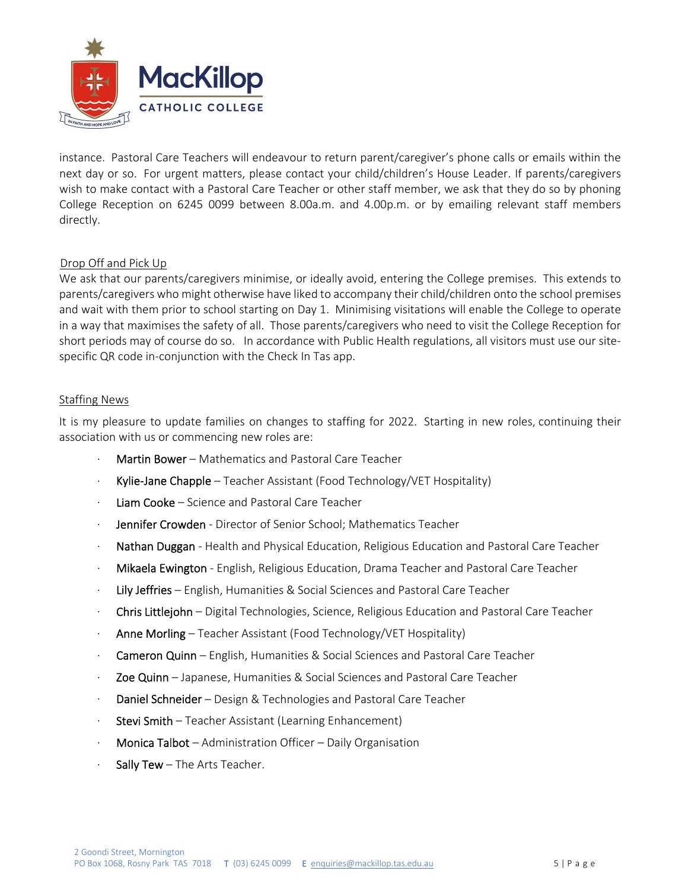instance. Pastoral Care Teachers will endeavour to return parent/caregiver's phone calls or emails within the next day or so. For urgent matters, please contact your child/children's House Leader. If parents/caregivers wish to make contact with a Pastoral Care Teacher or other staff member, we ask that they do so by phoning College Reception on 6245 0099 between 8.00a.m. and 4.00p.m. or by emailing relevant staff members directly.

Drop Off and Pick Up

We ask that our parents/caregivers minimise, or ideally avoid, entering the College premises. This extends to parents/caregivers who might otherwise have liked to accompany their child/children onto the school premises and wait with them prior to school starting on Day 1. Minimising visitations will enable the College to operate in a way that maximises the safety of all. Those parents/caregivers who need to visit the College Reception for short periods may of course do so. In accordance with Public Health regulations, all visitors must use our site-specific QR code in-conjunction with the Check In Tas app.

Staffing News

It is my pleasure to update families on changes to staffing for 2022. Starting in new roles, continuing their association with us or commencing new roles are:

- Martin Bower – Mathematics and Pastoral Care Teacher
- Kylie-Jane Chapple – Teacher Assistant (Food Technology/VET Hospitality)
- Liam Cooke – Science and Pastoral Care Teacher
- Jennifer Crowden - Director of Senior School; Mathematics Teacher
- Nathan Duggan - Health and Physical Education, Religious Education and Pastoral Care Teacher
- Mikaela Ewington - English, Religious Education, Drama Teacher and Pastoral Care Teacher
- Lily Jeffries – English, Humanities & Social Sciences and Pastoral Care Teacher
- Chris Littlejohn – Digital Technologies, Science, Religious Education and Pastoral Care Teacher
- Anne Morling – Teacher Assistant (Food Technology/VET Hospitality)
- Cameron Quinn – English, Humanities & Social Sciences and Pastoral Care Teacher
- Zoe Quinn – Japanese, Humanities & Social Sciences and Pastoral Care Teacher
- Daniel Schneider – Design & Technologies and Pastoral Care Teacher
- Stevi Smith – Teacher Assistant (Learning Enhancement)
- Monica Talbot – Administration Officer – Daily Organisation
- Sally Tew – The Arts Teacher.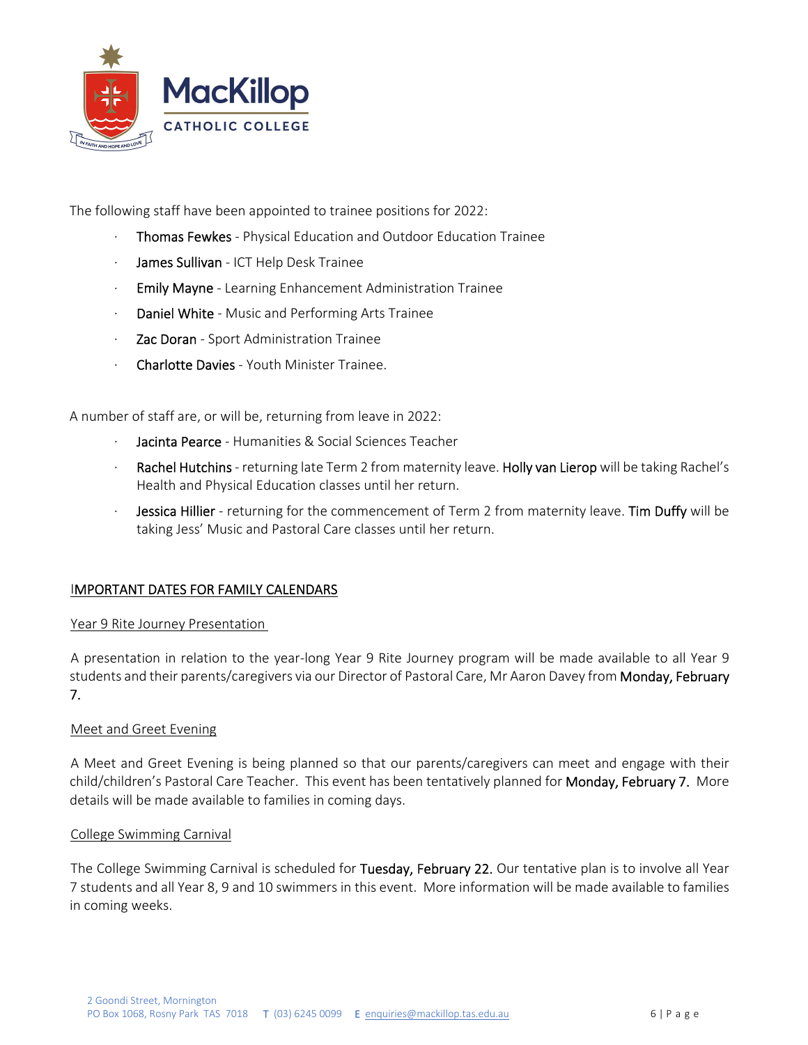The following staff have been appointed to trainee positions for 2022:

- Thomas Fewkes - Physical Education and Outdoor Education Trainee
- James Sullivan - ICT Help Desk Trainee
- Emily Mayne - Learning Enhancement Administration Trainee
- Daniel White - Music and Performing Arts Trainee
- Zac Doran - Sport Administration Trainee
- Charlotte Davies - Youth Minister Trainee.

A number of staff are, or will be, returning from leave in 2022:

- Jacinta Pearce - Humanities & Social Sciences Teacher
- Rachel Hutchins - returning late Term 2 from maternity leave. Holly van Lierop will be taking Rachel's Health and Physical Education classes until her return.
- Jessica Hillier - returning for the commencement of Term 2 from maternity leave. Tim Duffy will be taking Jess' Music and Pastoral Care classes until her return.

## IMPORTANT DATES FOR FAMILY CALENDARS

### Year 9 Rite Journey Presentation

A presentation in relation to the year-long Year 9 Rite Journey program will be made available to all Year 9 students and their parents/caregivers via our Director of Pastoral Care, Mr Aaron Davey from **Monday, February 7.**

### Meet and Greet Evening

A Meet and Greet Evening is being planned so that our parents/caregivers can meet and engage with their child/children's Pastoral Care Teacher. This event has been tentatively planned for **Monday, February 7.** More details will be made available to families in coming days.

### College Swimming Carnival

The College Swimming Carnival is scheduled for **Tuesday, February 22.** Our tentative plan is to involve all Year 7 students and all Year 8, 9 and 10 swimmers in this event. More information will be made available to families in coming weeks.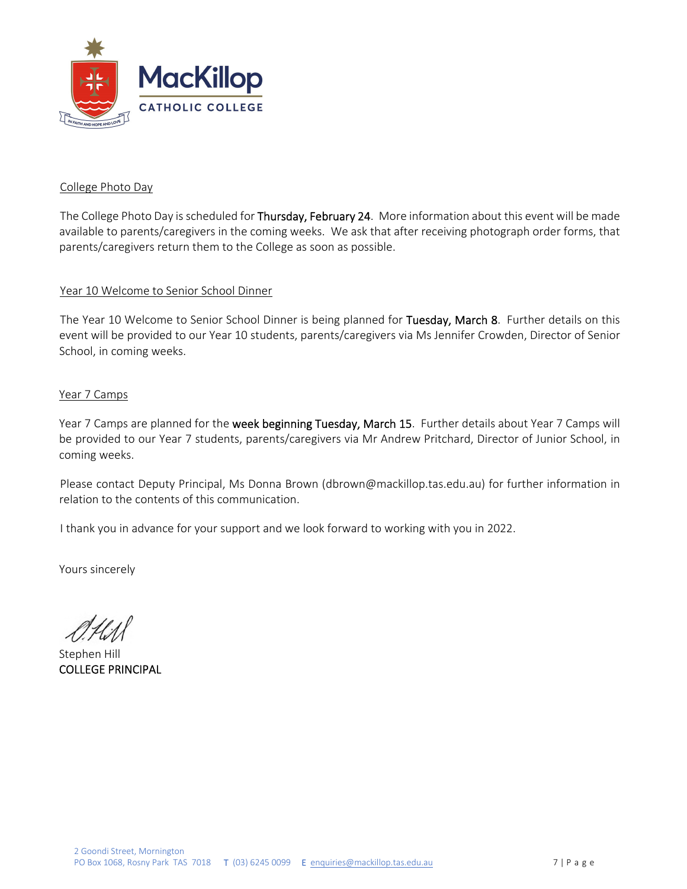## College Photo Day

The College Photo Day is scheduled for **Thursday, February 24**. More information about this event will be made available to parents/caregivers in the coming weeks. We ask that after receiving photograph order forms, that parents/caregivers return them to the College as soon as possible.

## Year 10 Welcome to Senior School Dinner

The Year 10 Welcome to Senior School Dinner is being planned for **Tuesday, March 8**. Further details on this event will be provided to our Year 10 students, parents/caregivers via Ms Jennifer Crowden, Director of Senior School, in coming weeks.

## Year 7 Camps

Year 7 Camps are planned for the **week beginning Tuesday, March 15**. Further details about Year 7 Camps will be provided to our Year 7 students, parents/caregivers via Mr Andrew Pritchard, Director of Junior School, in coming weeks.

Please contact Deputy Principal, Ms Donna Brown (dbrown@mackillop.tas.edu.au) for further information in relation to the contents of this communication.

I thank you in advance for your support and we look forward to working with you in 2022.

Yours sincerely

Stephen Hill
COLLEGE PRINCIPAL

2 Goondi Street, Mornington
PO Box 1068, Rosny Park TAS 7018 T (03) 6245 0099 E enquiries@mackillop.tas.edu.au